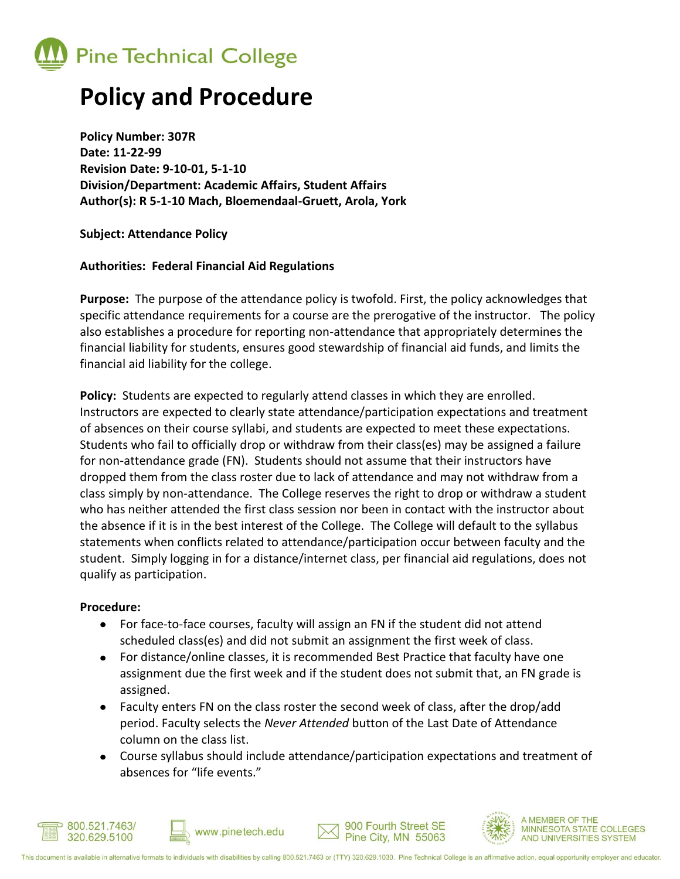# Pine Technical College

# Policy and Procedure

**Policy Number: 307R**
**Date: 11-22-99**
**Revision Date: 9-10-01, 5-1-10**
**Division/Department: Academic Affairs, Student Affairs**
**Author(s): R 5-1-10 Mach, Bloemendaal-Gruett, Arola, York**

**Subject: Attendance Policy**

**Authorities: Federal Financial Aid Regulations**

**Purpose:** The purpose of the attendance policy is twofold. First, the policy acknowledges that specific attendance requirements for a course are the prerogative of the instructor. The policy also establishes a procedure for reporting non-attendance that appropriately determines the financial liability for students, ensures good stewardship of financial aid funds, and limits the financial aid liability for the college.

**Policy:** Students are expected to regularly attend classes in which they are enrolled. Instructors are expected to clearly state attendance/participation expectations and treatment of absences on their course syllabi, and students are expected to meet these expectations. Students who fail to officially drop or withdraw from their class(es) may be assigned a failure for non-attendance grade (FN). Students should not assume that their instructors have dropped them from the class roster due to lack of attendance and may not withdraw from a class simply by non-attendance. The College reserves the right to drop or withdraw a student who has neither attended the first class session nor been in contact with the instructor about the absence if it is in the best interest of the College. The College will default to the syllabus statements when conflicts related to attendance/participation occur between faculty and the student. Simply logging in for a distance/internet class, per financial aid regulations, does not qualify as participation.

**Procedure:**

- For face-to-face courses, faculty will assign an FN if the student did not attend scheduled class(es) and did not submit an assignment the first week of class.
- For distance/online classes, it is recommended Best Practice that faculty have one assignment due the first week and if the student does not submit that, an FN grade is assigned.
- Faculty enters FN on the class roster the second week of class, after the drop/add period. Faculty selects the *Never Attended* button of the Last Date of Attendance column on the class list.
- Course syllabus should include attendance/participation expectations and treatment of absences for "life events."

800.521.7463/ 320.629.5100 | www.pinetech.edu | 900 Fourth Street SE Pine City, MN 55063 | A MEMBER OF THE MINNESOTA STATE COLLEGES AND UNIVERSITIES SYSTEM

This document is available in alternative formats to individuals with disabilities by calling 800.521.7463 or (TTY) 320.629.1030. Pine Technical College is an affirmative action, equal opportunity employer and educator.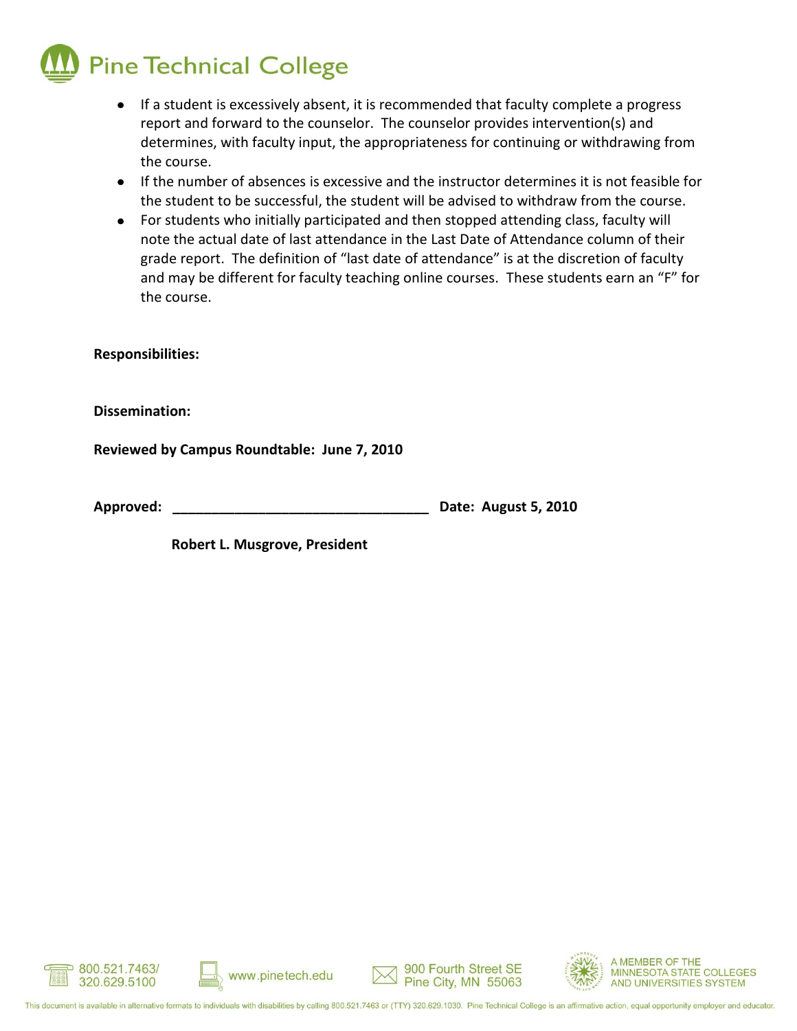- If a student is excessively absent, it is recommended that faculty complete a progress report and forward to the counselor. The counselor provides intervention(s) and determines, with faculty input, the appropriateness for continuing or withdrawing from the course.
- If the number of absences is excessive and the instructor determines it is not feasible for the student to be successful, the student will be advised to withdraw from the course.
- For students who initially participated and then stopped attending class, faculty will note the actual date of last attendance in the Last Date of Attendance column of their grade report. The definition of "last date of attendance" is at the discretion of faculty and may be different for faculty teaching online courses. These students earn an "F" for the course.

**Responsibilities:**

**Dissemination:**

**Reviewed by Campus Roundtable: June 7, 2010**

**Approved: \_\_\_\_\_\_\_\_\_\_\_\_\_\_\_\_\_\_\_\_\_\_\_\_\_\_\_\_\_\_\_\_\_\_ Date: August 5, 2010**

**Robert L. Musgrove, President**